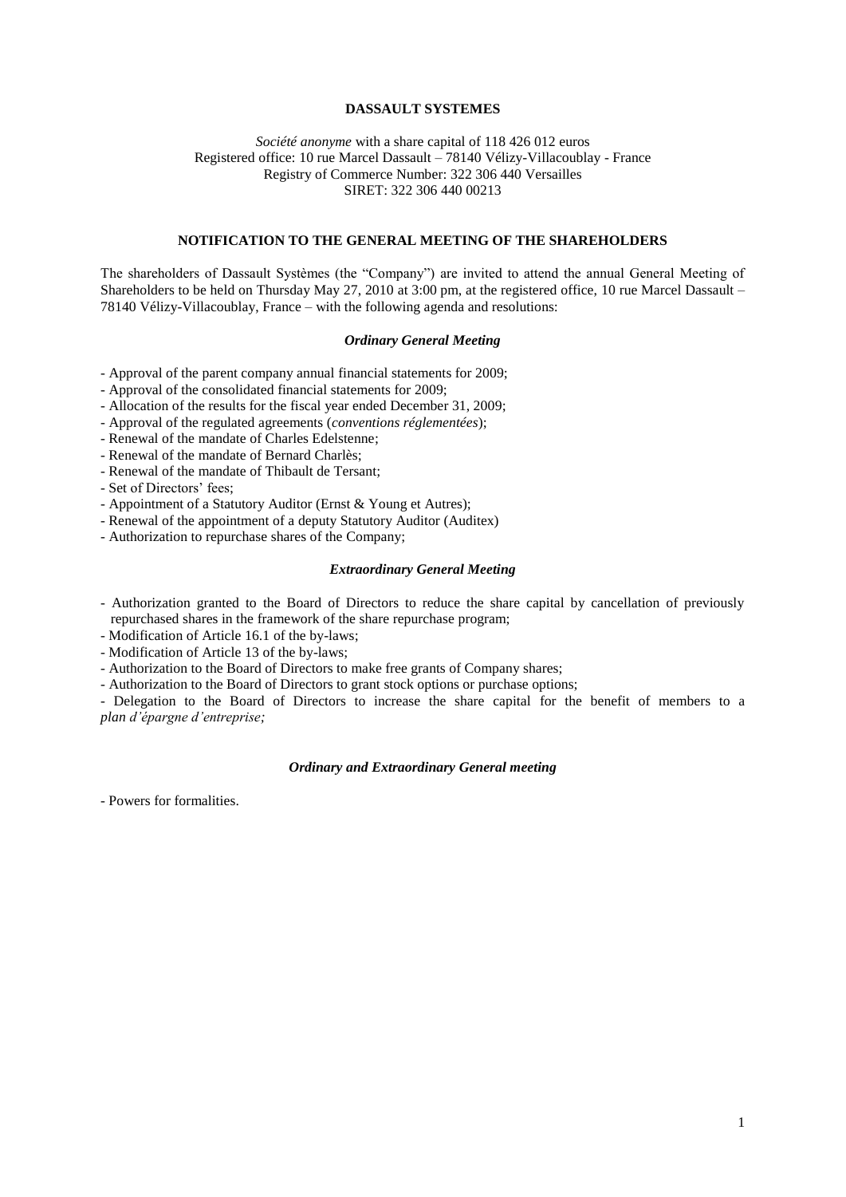**DASSAULT SYSTEMES**

*Société anonyme* with a share capital of 118 426 012 euros
Registered office: 10 rue Marcel Dassault – 78140 Vélizy-Villacoublay - France
Registry of Commerce Number: 322 306 440 Versailles
SIRET: 322 306 440 00213

**NOTIFICATION TO THE GENERAL MEETING OF THE SHAREHOLDERS**

The shareholders of Dassault Systèmes (the "Company") are invited to attend the annual General Meeting of Shareholders to be held on Thursday May 27, 2010 at 3:00 pm, at the registered office, 10 rue Marcel Dassault – 78140 Vélizy-Villacoublay, France – with the following agenda and resolutions:

***Ordinary General Meeting***

- Approval of the parent company annual financial statements for 2009;
- Approval of the consolidated financial statements for 2009;
- Allocation of the results for the fiscal year ended December 31, 2009;
- Approval of the regulated agreements (*conventions réglementées*);
- Renewal of the mandate of Charles Edelstenne;
- Renewal of the mandate of Bernard Charlès;
- Renewal of the mandate of Thibault de Tersant;
- Set of Directors' fees;
- Appointment of a Statutory Auditor (Ernst & Young et Autres);
- Renewal of the appointment of a deputy Statutory Auditor (Auditex)
- Authorization to repurchase shares of the Company;

***Extraordinary General Meeting***

- Authorization granted to the Board of Directors to reduce the share capital by cancellation of previously repurchased shares in the framework of the share repurchase program;
- Modification of Article 16.1 of the by-laws;
- Modification of Article 13 of the by-laws;
- Authorization to the Board of Directors to make free grants of Company shares;
- Authorization to the Board of Directors to grant stock options or purchase options;
- Delegation to the Board of Directors to increase the share capital for the benefit of members to a *plan d'épargne d'entreprise;*

***Ordinary and Extraordinary General meeting***

- Powers for formalities.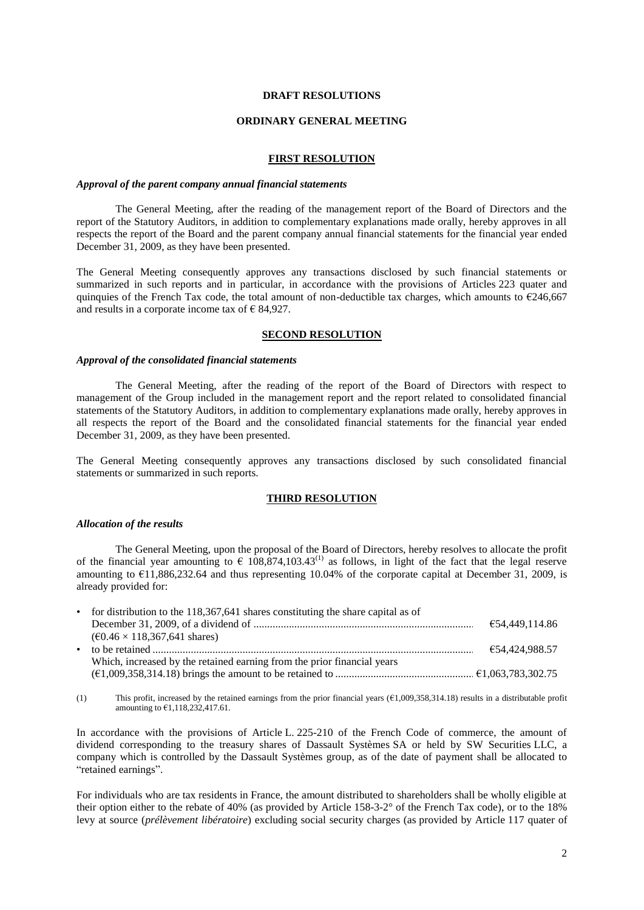**DRAFT RESOLUTIONS**

**ORDINARY GENERAL MEETING**

**FIRST RESOLUTION**

***Approval of the parent company annual financial statements***

The General Meeting, after the reading of the management report of the Board of Directors and the report of the Statutory Auditors, in addition to complementary explanations made orally, hereby approves in all respects the report of the Board and the parent company annual financial statements for the financial year ended December 31, 2009, as they have been presented.

The General Meeting consequently approves any transactions disclosed by such financial statements or summarized in such reports and in particular, in accordance with the provisions of Articles 223 quater and quinquies of the French Tax code, the total amount of non-deductible tax charges, which amounts to €246,667 and results in a corporate income tax of € 84,927.

**SECOND RESOLUTION**

***Approval of the consolidated financial statements***

The General Meeting, after the reading of the report of the Board of Directors with respect to management of the Group included in the management report and the report related to consolidated financial statements of the Statutory Auditors, in addition to complementary explanations made orally, hereby approves in all respects the report of the Board and the consolidated financial statements for the financial year ended December 31, 2009, as they have been presented.

The General Meeting consequently approves any transactions disclosed by such consolidated financial statements or summarized in such reports.

**THIRD RESOLUTION**

***Allocation of the results***

The General Meeting, upon the proposal of the Board of Directors, hereby resolves to allocate the profit of the financial year amounting to € 108,874,103.43[(1)] as follows, in light of the fact that the legal reserve amounting to €11,886,232.64 and thus representing 10.04% of the corporate capital at December 31, 2009, is already provided for:

- for distribution to the 118,367,641 shares constituting the share capital as of December 31, 2009, of a dividend of ................................ €54,449,114.86
  (€0.46 × 118,367,641 shares)
- to be retained ................................ €54,424,988.57
  Which, increased by the retained earning from the prior financial years (€1,009,358,314.18) brings the amount to be retained to ................................ €1,063,783,302.75

(1) This profit, increased by the retained earnings from the prior financial years (€1,009,358,314.18) results in a distributable profit amounting to €1,118,232,417.61.

In accordance with the provisions of Article L. 225-210 of the French Code of commerce, the amount of dividend corresponding to the treasury shares of Dassault Systèmes SA or held by SW Securities LLC, a company which is controlled by the Dassault Systèmes group, as of the date of payment shall be allocated to "retained earnings".

For individuals who are tax residents in France, the amount distributed to shareholders shall be wholly eligible at their option either to the rebate of 40% (as provided by Article 158-3-2° of the French Tax code), or to the 18% levy at source (*prélèvement libératoire*) excluding social security charges (as provided by Article 117 quater of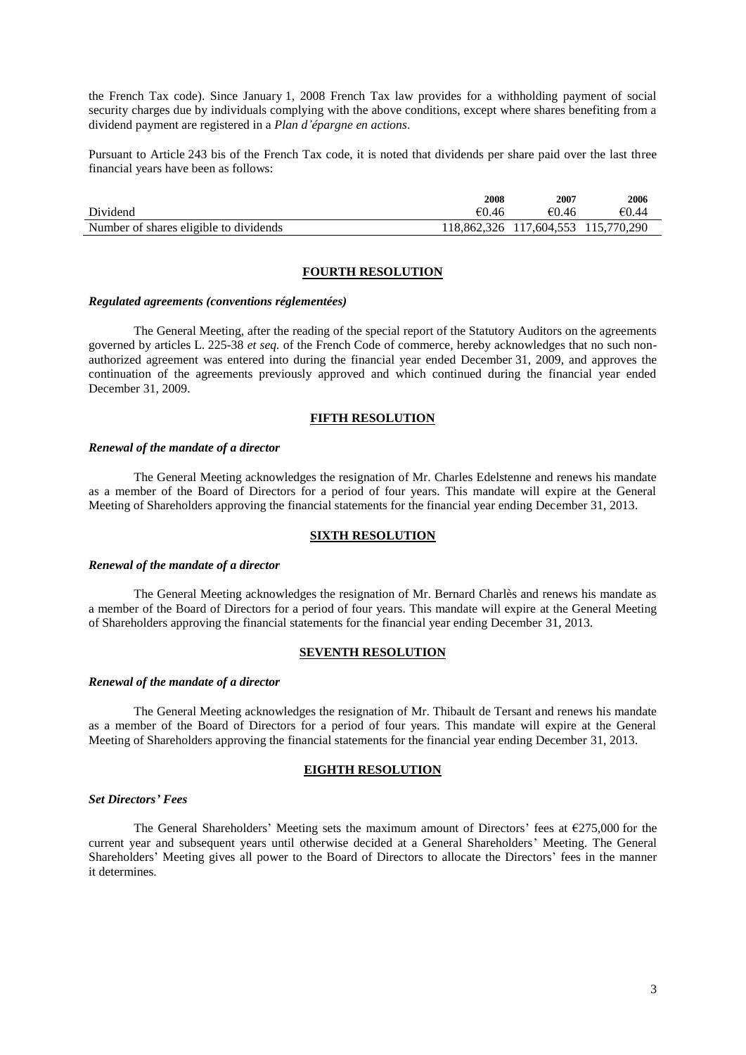the French Tax code). Since January 1, 2008 French Tax law provides for a withholding payment of social security charges due by individuals complying with the above conditions, except where shares benefiting from a dividend payment are registered in a *Plan d'épargne en actions*.

Pursuant to Article 243 bis of the French Tax code, it is noted that dividends per share paid over the last three financial years have been as follows:

| | **2008** | **2007** | **2006** |
|---|---|---|---|
| Dividend | €0.46 | €0.46 | €0.44 |
| Number of shares eligible to dividends | 118,862,326 | 117,604,553 | 115,770,290 |

## FOURTH RESOLUTION

***Regulated agreements (conventions réglementées)***

The General Meeting, after the reading of the special report of the Statutory Auditors on the agreements governed by articles L. 225-38 *et seq.* of the French Code of commerce, hereby acknowledges that no such non-authorized agreement was entered into during the financial year ended December 31, 2009, and approves the continuation of the agreements previously approved and which continued during the financial year ended December 31, 2009.

## FIFTH RESOLUTION

***Renewal of the mandate of a director***

The General Meeting acknowledges the resignation of Mr. Charles Edelstenne and renews his mandate as a member of the Board of Directors for a period of four years. This mandate will expire at the General Meeting of Shareholders approving the financial statements for the financial year ending December 31, 2013.

## SIXTH RESOLUTION

***Renewal of the mandate of a director***

The General Meeting acknowledges the resignation of Mr. Bernard Charlès and renews his mandate as a member of the Board of Directors for a period of four years. This mandate will expire at the General Meeting of Shareholders approving the financial statements for the financial year ending December 31, 2013.

## SEVENTH RESOLUTION

***Renewal of the mandate of a director***

The General Meeting acknowledges the resignation of Mr. Thibault de Tersant and renews his mandate as a member of the Board of Directors for a period of four years. This mandate will expire at the General Meeting of Shareholders approving the financial statements for the financial year ending December 31, 2013.

## EIGHTH RESOLUTION

***Set Directors' Fees***

The General Shareholders' Meeting sets the maximum amount of Directors' fees at €275,000 for the current year and subsequent years until otherwise decided at a General Shareholders' Meeting. The General Shareholders' Meeting gives all power to the Board of Directors to allocate the Directors' fees in the manner it determines.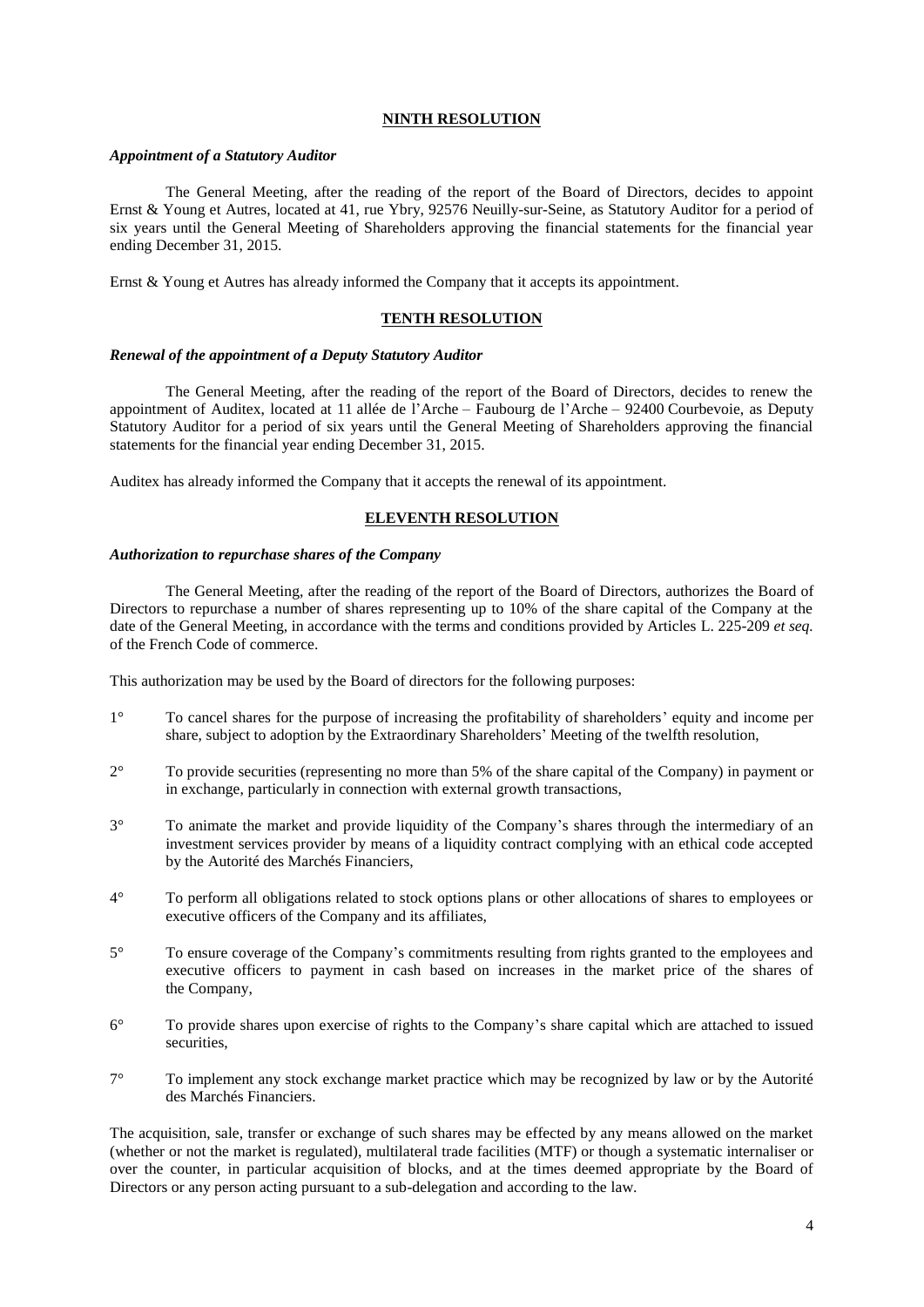## NINTH RESOLUTION

***Appointment of a Statutory Auditor***

The General Meeting, after the reading of the report of the Board of Directors, decides to appoint Ernst & Young et Autres, located at 41, rue Ybry, 92576 Neuilly-sur-Seine, as Statutory Auditor for a period of six years until the General Meeting of Shareholders approving the financial statements for the financial year ending December 31, 2015.

Ernst & Young et Autres has already informed the Company that it accepts its appointment.

## TENTH RESOLUTION

***Renewal of the appointment of a Deputy Statutory Auditor***

The General Meeting, after the reading of the report of the Board of Directors, decides to renew the appointment of Auditex, located at 11 allée de l'Arche – Faubourg de l'Arche – 92400 Courbevoie, as Deputy Statutory Auditor for a period of six years until the General Meeting of Shareholders approving the financial statements for the financial year ending December 31, 2015.

Auditex has already informed the Company that it accepts the renewal of its appointment.

## ELEVENTH RESOLUTION

***Authorization to repurchase shares of the Company***

The General Meeting, after the reading of the report of the Board of Directors, authorizes the Board of Directors to repurchase a number of shares representing up to 10% of the share capital of the Company at the date of the General Meeting, in accordance with the terms and conditions provided by Articles L. 225-209 *et seq.* of the French Code of commerce.

This authorization may be used by the Board of directors for the following purposes:

1° To cancel shares for the purpose of increasing the profitability of shareholders' equity and income per share, subject to adoption by the Extraordinary Shareholders' Meeting of the twelfth resolution,

2° To provide securities (representing no more than 5% of the share capital of the Company) in payment or in exchange, particularly in connection with external growth transactions,

3° To animate the market and provide liquidity of the Company's shares through the intermediary of an investment services provider by means of a liquidity contract complying with an ethical code accepted by the Autorité des Marchés Financiers,

4° To perform all obligations related to stock options plans or other allocations of shares to employees or executive officers of the Company and its affiliates,

5° To ensure coverage of the Company's commitments resulting from rights granted to the employees and executive officers to payment in cash based on increases in the market price of the shares of the Company,

6° To provide shares upon exercise of rights to the Company's share capital which are attached to issued securities,

7° To implement any stock exchange market practice which may be recognized by law or by the Autorité des Marchés Financiers.

The acquisition, sale, transfer or exchange of such shares may be effected by any means allowed on the market (whether or not the market is regulated), multilateral trade facilities (MTF) or though a systematic internaliser or over the counter, in particular acquisition of blocks, and at the times deemed appropriate by the Board of Directors or any person acting pursuant to a sub-delegation and according to the law.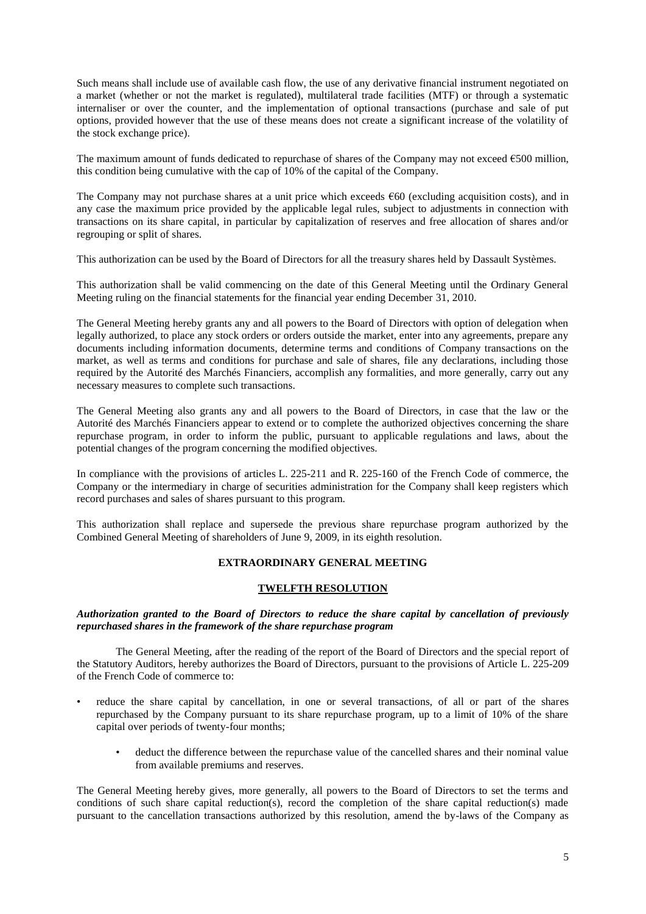Such means shall include use of available cash flow, the use of any derivative financial instrument negotiated on a market (whether or not the market is regulated), multilateral trade facilities (MTF) or through a systematic internaliser or over the counter, and the implementation of optional transactions (purchase and sale of put options, provided however that the use of these means does not create a significant increase of the volatility of the stock exchange price).

The maximum amount of funds dedicated to repurchase of shares of the Company may not exceed €500 million, this condition being cumulative with the cap of 10% of the capital of the Company.

The Company may not purchase shares at a unit price which exceeds €60 (excluding acquisition costs), and in any case the maximum price provided by the applicable legal rules, subject to adjustments in connection with transactions on its share capital, in particular by capitalization of reserves and free allocation of shares and/or regrouping or split of shares.

This authorization can be used by the Board of Directors for all the treasury shares held by Dassault Systèmes.

This authorization shall be valid commencing on the date of this General Meeting until the Ordinary General Meeting ruling on the financial statements for the financial year ending December 31, 2010.

The General Meeting hereby grants any and all powers to the Board of Directors with option of delegation when legally authorized, to place any stock orders or orders outside the market, enter into any agreements, prepare any documents including information documents, determine terms and conditions of Company transactions on the market, as well as terms and conditions for purchase and sale of shares, file any declarations, including those required by the Autorité des Marchés Financiers, accomplish any formalities, and more generally, carry out any necessary measures to complete such transactions.

The General Meeting also grants any and all powers to the Board of Directors, in case that the law or the Autorité des Marchés Financiers appear to extend or to complete the authorized objectives concerning the share repurchase program, in order to inform the public, pursuant to applicable regulations and laws, about the potential changes of the program concerning the modified objectives.

In compliance with the provisions of articles L. 225-211 and R. 225-160 of the French Code of commerce, the Company or the intermediary in charge of securities administration for the Company shall keep registers which record purchases and sales of shares pursuant to this program.

This authorization shall replace and supersede the previous share repurchase program authorized by the Combined General Meeting of shareholders of June 9, 2009, in its eighth resolution.

## EXTRAORDINARY GENERAL MEETING

### TWELFTH RESOLUTION

***Authorization granted to the Board of Directors to reduce the share capital by cancellation of previously repurchased shares in the framework of the share repurchase program***

The General Meeting, after the reading of the report of the Board of Directors and the special report of the Statutory Auditors, hereby authorizes the Board of Directors, pursuant to the provisions of Article L. 225-209 of the French Code of commerce to:

- reduce the share capital by cancellation, in one or several transactions, of all or part of the shares repurchased by the Company pursuant to its share repurchase program, up to a limit of 10% of the share capital over periods of twenty-four months;
  - deduct the difference between the repurchase value of the cancelled shares and their nominal value from available premiums and reserves.

The General Meeting hereby gives, more generally, all powers to the Board of Directors to set the terms and conditions of such share capital reduction(s), record the completion of the share capital reduction(s) made pursuant to the cancellation transactions authorized by this resolution, amend the by-laws of the Company as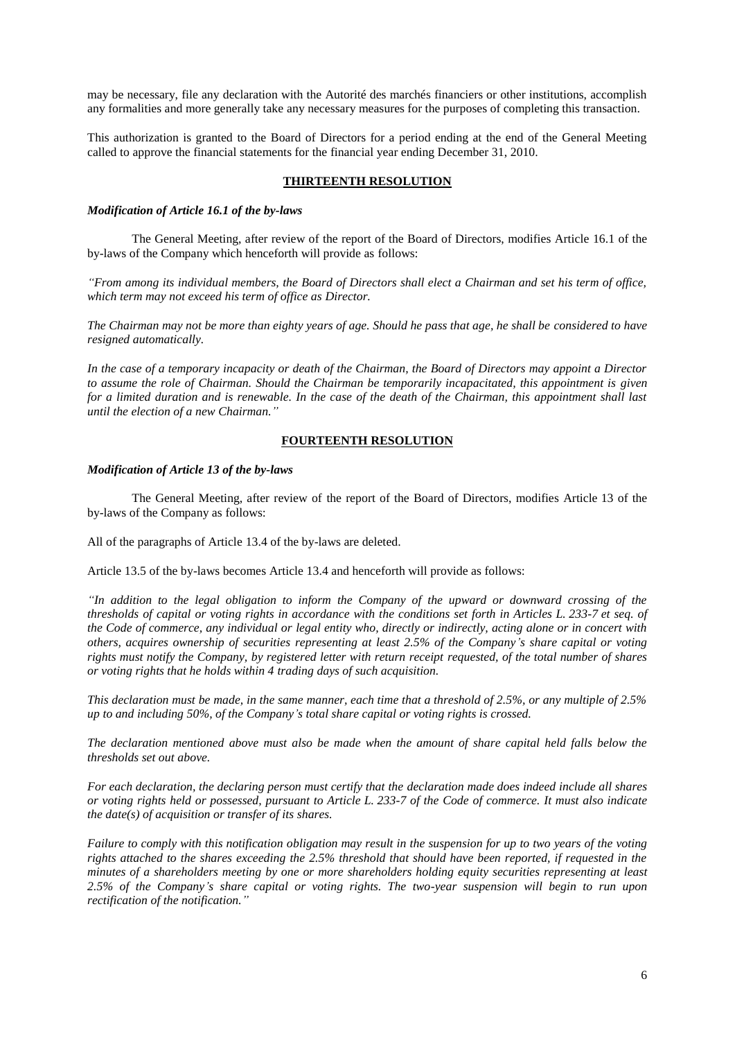may be necessary, file any declaration with the Autorité des marchés financiers or other institutions, accomplish any formalities and more generally take any necessary measures for the purposes of completing this transaction.

This authorization is granted to the Board of Directors for a period ending at the end of the General Meeting called to approve the financial statements for the financial year ending December 31, 2010.

## THIRTEENTH RESOLUTION

***Modification of Article 16.1 of the by-laws***

The General Meeting, after review of the report of the Board of Directors, modifies Article 16.1 of the by-laws of the Company which henceforth will provide as follows:

*"From among its individual members, the Board of Directors shall elect a Chairman and set his term of office, which term may not exceed his term of office as Director.*

*The Chairman may not be more than eighty years of age. Should he pass that age, he shall be considered to have resigned automatically.*

*In the case of a temporary incapacity or death of the Chairman, the Board of Directors may appoint a Director to assume the role of Chairman. Should the Chairman be temporarily incapacitated, this appointment is given for a limited duration and is renewable. In the case of the death of the Chairman, this appointment shall last until the election of a new Chairman."*

## FOURTEENTH RESOLUTION

***Modification of Article 13 of the by-laws***

The General Meeting, after review of the report of the Board of Directors, modifies Article 13 of the by-laws of the Company as follows:

All of the paragraphs of Article 13.4 of the by-laws are deleted.

Article 13.5 of the by-laws becomes Article 13.4 and henceforth will provide as follows:

*"In addition to the legal obligation to inform the Company of the upward or downward crossing of the thresholds of capital or voting rights in accordance with the conditions set forth in Articles L. 233-7 et seq. of the Code of commerce, any individual or legal entity who, directly or indirectly, acting alone or in concert with others, acquires ownership of securities representing at least 2.5% of the Company's share capital or voting rights must notify the Company, by registered letter with return receipt requested, of the total number of shares or voting rights that he holds within 4 trading days of such acquisition.*

*This declaration must be made, in the same manner, each time that a threshold of 2.5%, or any multiple of 2.5% up to and including 50%, of the Company's total share capital or voting rights is crossed.*

*The declaration mentioned above must also be made when the amount of share capital held falls below the thresholds set out above.*

*For each declaration, the declaring person must certify that the declaration made does indeed include all shares or voting rights held or possessed, pursuant to Article L. 233-7 of the Code of commerce. It must also indicate the date(s) of acquisition or transfer of its shares.*

*Failure to comply with this notification obligation may result in the suspension for up to two years of the voting rights attached to the shares exceeding the 2.5% threshold that should have been reported, if requested in the minutes of a shareholders meeting by one or more shareholders holding equity securities representing at least 2.5% of the Company's share capital or voting rights. The two-year suspension will begin to run upon rectification of the notification."*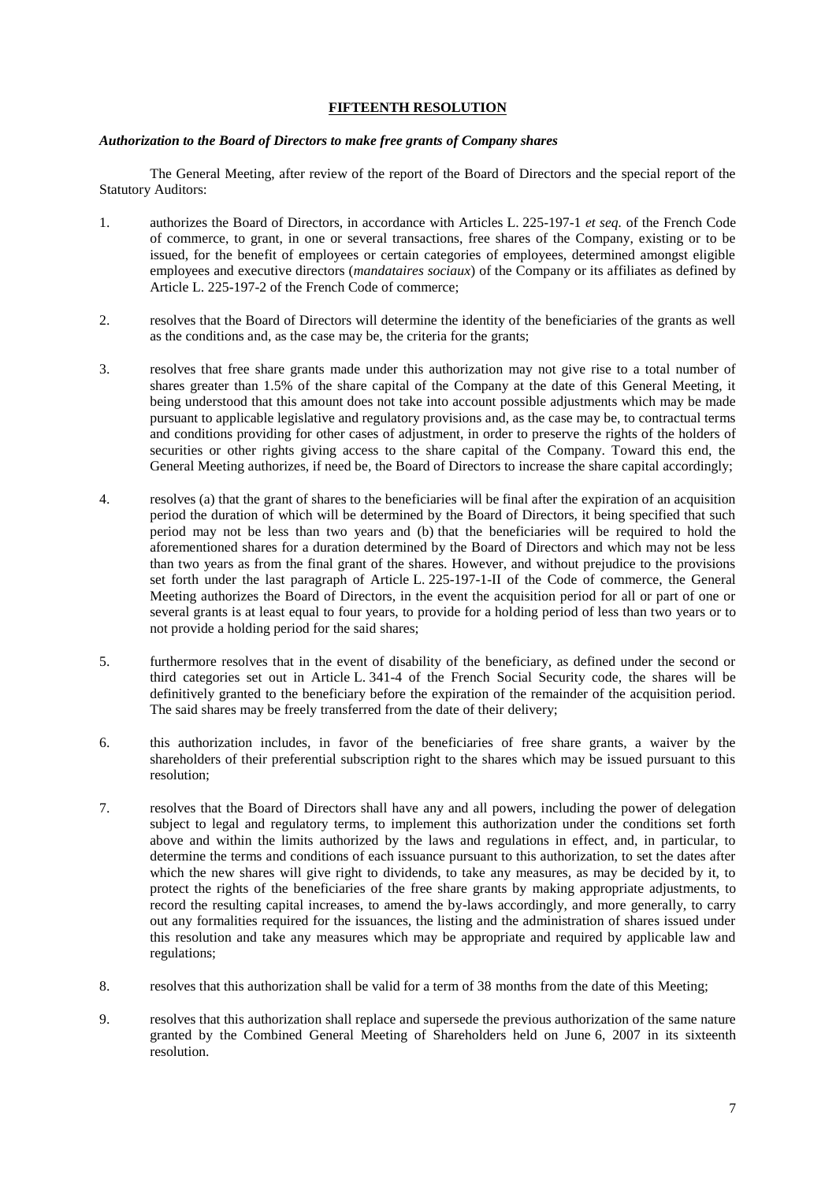## FIFTEENTH RESOLUTION

***Authorization to the Board of Directors to make free grants of Company shares***

The General Meeting, after review of the report of the Board of Directors and the special report of the Statutory Auditors:

1. authorizes the Board of Directors, in accordance with Articles L. 225-197-1 *et seq.* of the French Code of commerce, to grant, in one or several transactions, free shares of the Company, existing or to be issued, for the benefit of employees or certain categories of employees, determined amongst eligible employees and executive directors (*mandataires sociaux*) of the Company or its affiliates as defined by Article L. 225-197-2 of the French Code of commerce;

2. resolves that the Board of Directors will determine the identity of the beneficiaries of the grants as well as the conditions and, as the case may be, the criteria for the grants;

3. resolves that free share grants made under this authorization may not give rise to a total number of shares greater than 1.5% of the share capital of the Company at the date of this General Meeting, it being understood that this amount does not take into account possible adjustments which may be made pursuant to applicable legislative and regulatory provisions and, as the case may be, to contractual terms and conditions providing for other cases of adjustment, in order to preserve the rights of the holders of securities or other rights giving access to the share capital of the Company. Toward this end, the General Meeting authorizes, if need be, the Board of Directors to increase the share capital accordingly;

4. resolves (a) that the grant of shares to the beneficiaries will be final after the expiration of an acquisition period the duration of which will be determined by the Board of Directors, it being specified that such period may not be less than two years and (b) that the beneficiaries will be required to hold the aforementioned shares for a duration determined by the Board of Directors and which may not be less than two years as from the final grant of the shares. However, and without prejudice to the provisions set forth under the last paragraph of Article L. 225-197-1-II of the Code of commerce, the General Meeting authorizes the Board of Directors, in the event the acquisition period for all or part of one or several grants is at least equal to four years, to provide for a holding period of less than two years or to not provide a holding period for the said shares;

5. furthermore resolves that in the event of disability of the beneficiary, as defined under the second or third categories set out in Article L. 341-4 of the French Social Security code, the shares will be definitively granted to the beneficiary before the expiration of the remainder of the acquisition period. The said shares may be freely transferred from the date of their delivery;

6. this authorization includes, in favor of the beneficiaries of free share grants, a waiver by the shareholders of their preferential subscription right to the shares which may be issued pursuant to this resolution;

7. resolves that the Board of Directors shall have any and all powers, including the power of delegation subject to legal and regulatory terms, to implement this authorization under the conditions set forth above and within the limits authorized by the laws and regulations in effect, and, in particular, to determine the terms and conditions of each issuance pursuant to this authorization, to set the dates after which the new shares will give right to dividends, to take any measures, as may be decided by it, to protect the rights of the beneficiaries of the free share grants by making appropriate adjustments, to record the resulting capital increases, to amend the by-laws accordingly, and more generally, to carry out any formalities required for the issuances, the listing and the administration of shares issued under this resolution and take any measures which may be appropriate and required by applicable law and regulations;

8. resolves that this authorization shall be valid for a term of 38 months from the date of this Meeting;

9. resolves that this authorization shall replace and supersede the previous authorization of the same nature granted by the Combined General Meeting of Shareholders held on June 6, 2007 in its sixteenth resolution.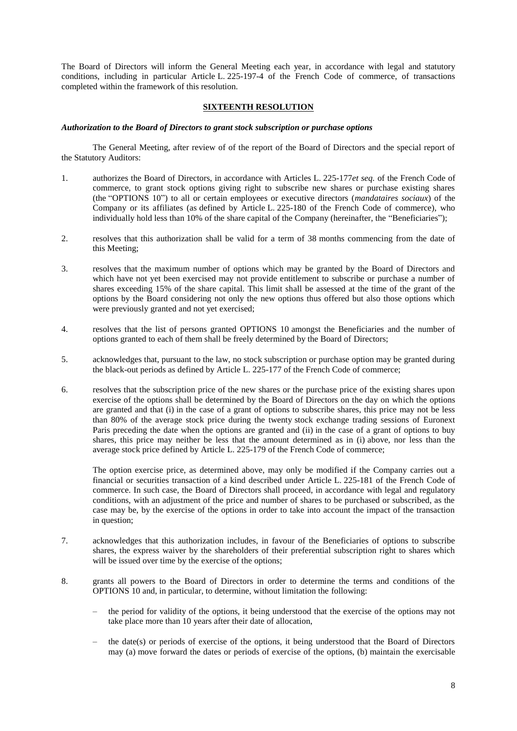The Board of Directors will inform the General Meeting each year, in accordance with legal and statutory conditions, including in particular Article L. 225-197-4 of the French Code of commerce, of transactions completed within the framework of this resolution.

## SIXTEENTH RESOLUTION

***Authorization to the Board of Directors to grant stock subscription or purchase options***

The General Meeting, after review of of the report of the Board of Directors and the special report of the Statutory Auditors:

1. authorizes the Board of Directors, in accordance with Articles L. 225-177*et seq.* of the French Code of commerce, to grant stock options giving right to subscribe new shares or purchase existing shares (the "OPTIONS 10") to all or certain employees or executive directors (*mandataires sociaux*) of the Company or its affiliates (as defined by Article L. 225-180 of the French Code of commerce), who individually hold less than 10% of the share capital of the Company (hereinafter, the "Beneficiaries");

2. resolves that this authorization shall be valid for a term of 38 months commencing from the date of this Meeting;

3. resolves that the maximum number of options which may be granted by the Board of Directors and which have not yet been exercised may not provide entitlement to subscribe or purchase a number of shares exceeding 15% of the share capital. This limit shall be assessed at the time of the grant of the options by the Board considering not only the new options thus offered but also those options which were previously granted and not yet exercised;

4. resolves that the list of persons granted OPTIONS 10 amongst the Beneficiaries and the number of options granted to each of them shall be freely determined by the Board of Directors;

5. acknowledges that, pursuant to the law, no stock subscription or purchase option may be granted during the black-out periods as defined by Article L. 225-177 of the French Code of commerce;

6. resolves that the subscription price of the new shares or the purchase price of the existing shares upon exercise of the options shall be determined by the Board of Directors on the day on which the options are granted and that (i) in the case of a grant of options to subscribe shares, this price may not be less than 80% of the average stock price during the twenty stock exchange trading sessions of Euronext Paris preceding the date when the options are granted and (ii) in the case of a grant of options to buy shares, this price may neither be less that the amount determined as in (i) above, nor less than the average stock price defined by Article L. 225-179 of the French Code of commerce;

   The option exercise price, as determined above, may only be modified if the Company carries out a financial or securities transaction of a kind described under Article L. 225-181 of the French Code of commerce. In such case, the Board of Directors shall proceed, in accordance with legal and regulatory conditions, with an adjustment of the price and number of shares to be purchased or subscribed, as the case may be, by the exercise of the options in order to take into account the impact of the transaction in question;

7. acknowledges that this authorization includes, in favour of the Beneficiaries of options to subscribe shares, the express waiver by the shareholders of their preferential subscription right to shares which will be issued over time by the exercise of the options;

8. grants all powers to the Board of Directors in order to determine the terms and conditions of the OPTIONS 10 and, in particular, to determine, without limitation the following:

   – the period for validity of the options, it being understood that the exercise of the options may not take place more than 10 years after their date of allocation,

   – the date(s) or periods of exercise of the options, it being understood that the Board of Directors may (a) move forward the dates or periods of exercise of the options, (b) maintain the exercisable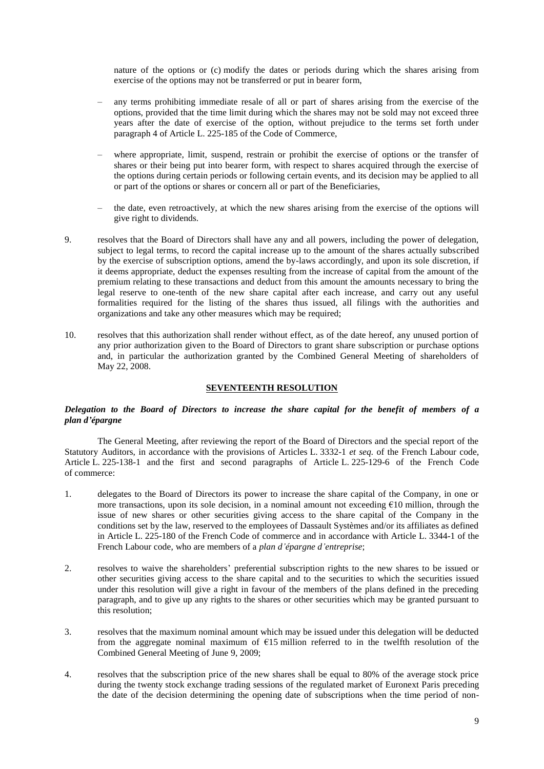nature of the options or (c) modify the dates or periods during which the shares arising from exercise of the options may not be transferred or put in bearer form,

- any terms prohibiting immediate resale of all or part of shares arising from the exercise of the options, provided that the time limit during which the shares may not be sold may not exceed three years after the date of exercise of the option, without prejudice to the terms set forth under paragraph 4 of Article L. 225-185 of the Code of Commerce,

- where appropriate, limit, suspend, restrain or prohibit the exercise of options or the transfer of shares or their being put into bearer form, with respect to shares acquired through the exercise of the options during certain periods or following certain events, and its decision may be applied to all or part of the options or shares or concern all or part of the Beneficiaries,

- the date, even retroactively, at which the new shares arising from the exercise of the options will give right to dividends.

9. resolves that the Board of Directors shall have any and all powers, including the power of delegation, subject to legal terms, to record the capital increase up to the amount of the shares actually subscribed by the exercise of subscription options, amend the by-laws accordingly, and upon its sole discretion, if it deems appropriate, deduct the expenses resulting from the increase of capital from the amount of the premium relating to these transactions and deduct from this amount the amounts necessary to bring the legal reserve to one-tenth of the new share capital after each increase, and carry out any useful formalities required for the listing of the shares thus issued, all filings with the authorities and organizations and take any other measures which may be required;

10. resolves that this authorization shall render without effect, as of the date hereof, any unused portion of any prior authorization given to the Board of Directors to grant share subscription or purchase options and, in particular the authorization granted by the Combined General Meeting of shareholders of May 22, 2008.

## SEVENTEENTH RESOLUTION

***Delegation to the Board of Directors to increase the share capital for the benefit of members of a plan d'épargne***

The General Meeting, after reviewing the report of the Board of Directors and the special report of the Statutory Auditors, in accordance with the provisions of Articles L. 3332-1 *et seq.* of the French Labour code, Article L. 225-138-1 and the first and second paragraphs of Article L. 225-129-6 of the French Code of commerce:

1. delegates to the Board of Directors its power to increase the share capital of the Company, in one or more transactions, upon its sole decision, in a nominal amount not exceeding €10 million, through the issue of new shares or other securities giving access to the share capital of the Company in the conditions set by the law, reserved to the employees of Dassault Systèmes and/or its affiliates as defined in Article L. 225-180 of the French Code of commerce and in accordance with Article L. 3344-1 of the French Labour code, who are members of a *plan d'épargne d'entreprise*;

2. resolves to waive the shareholders' preferential subscription rights to the new shares to be issued or other securities giving access to the share capital and to the securities to which the securities issued under this resolution will give a right in favour of the members of the plans defined in the preceding paragraph, and to give up any rights to the shares or other securities which may be granted pursuant to this resolution;

3. resolves that the maximum nominal amount which may be issued under this delegation will be deducted from the aggregate nominal maximum of €15 million referred to in the twelfth resolution of the Combined General Meeting of June 9, 2009;

4. resolves that the subscription price of the new shares shall be equal to 80% of the average stock price during the twenty stock exchange trading sessions of the regulated market of Euronext Paris preceding the date of the decision determining the opening date of subscriptions when the time period of non-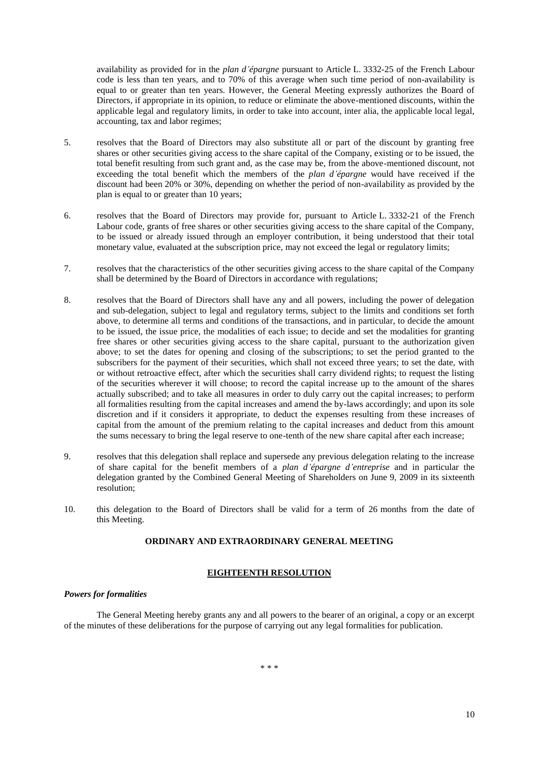availability as provided for in the *plan d'épargne* pursuant to Article L. 3332-25 of the French Labour code is less than ten years, and to 70% of this average when such time period of non-availability is equal to or greater than ten years. However, the General Meeting expressly authorizes the Board of Directors, if appropriate in its opinion, to reduce or eliminate the above-mentioned discounts, within the applicable legal and regulatory limits, in order to take into account, inter alia, the applicable local legal, accounting, tax and labor regimes;

5. resolves that the Board of Directors may also substitute all or part of the discount by granting free shares or other securities giving access to the share capital of the Company, existing or to be issued, the total benefit resulting from such grant and, as the case may be, from the above-mentioned discount, not exceeding the total benefit which the members of the *plan d'épargne* would have received if the discount had been 20% or 30%, depending on whether the period of non-availability as provided by the plan is equal to or greater than 10 years;

6. resolves that the Board of Directors may provide for, pursuant to Article L. 3332-21 of the French Labour code, grants of free shares or other securities giving access to the share capital of the Company, to be issued or already issued through an employer contribution, it being understood that their total monetary value, evaluated at the subscription price, may not exceed the legal or regulatory limits;

7. resolves that the characteristics of the other securities giving access to the share capital of the Company shall be determined by the Board of Directors in accordance with regulations;

8. resolves that the Board of Directors shall have any and all powers, including the power of delegation and sub-delegation, subject to legal and regulatory terms, subject to the limits and conditions set forth above, to determine all terms and conditions of the transactions, and in particular, to decide the amount to be issued, the issue price, the modalities of each issue; to decide and set the modalities for granting free shares or other securities giving access to the share capital, pursuant to the authorization given above; to set the dates for opening and closing of the subscriptions; to set the period granted to the subscribers for the payment of their securities, which shall not exceed three years; to set the date, with or without retroactive effect, after which the securities shall carry dividend rights; to request the listing of the securities wherever it will choose; to record the capital increase up to the amount of the shares actually subscribed; and to take all measures in order to duly carry out the capital increases; to perform all formalities resulting from the capital increases and amend the by-laws accordingly; and upon its sole discretion and if it considers it appropriate, to deduct the expenses resulting from these increases of capital from the amount of the premium relating to the capital increases and deduct from this amount the sums necessary to bring the legal reserve to one-tenth of the new share capital after each increase;

9. resolves that this delegation shall replace and supersede any previous delegation relating to the increase of share capital for the benefit members of a *plan d'épargne d'entreprise* and in particular the delegation granted by the Combined General Meeting of Shareholders on June 9, 2009 in its sixteenth resolution;

10. this delegation to the Board of Directors shall be valid for a term of 26 months from the date of this Meeting.

## ORDINARY AND EXTRAORDINARY GENERAL MEETING

### EIGHTEENTH RESOLUTION

***Powers for formalities***

The General Meeting hereby grants any and all powers to the bearer of an original, a copy or an excerpt of the minutes of these deliberations for the purpose of carrying out any legal formalities for publication.

\* \* \*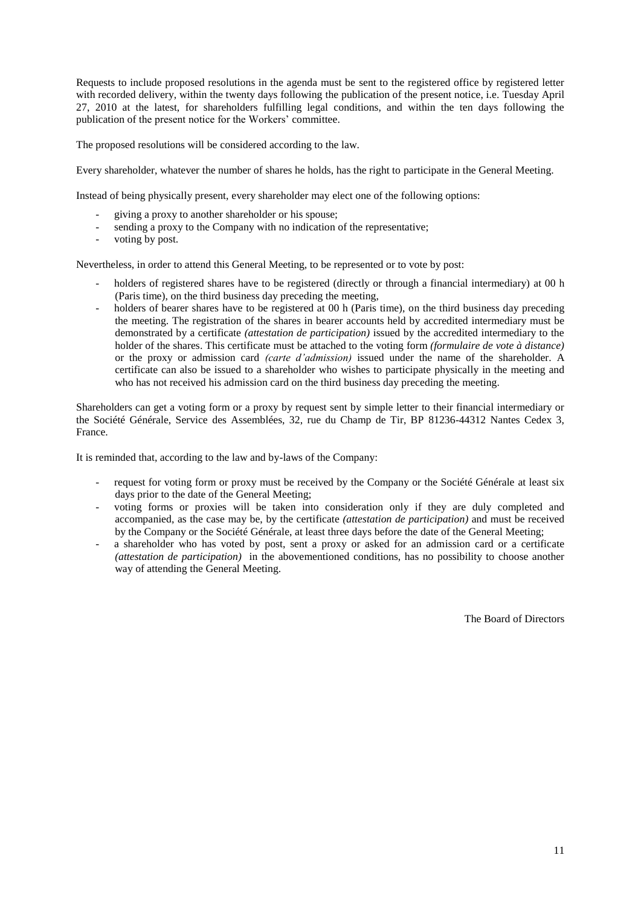Requests to include proposed resolutions in the agenda must be sent to the registered office by registered letter with recorded delivery, within the twenty days following the publication of the present notice, i.e. Tuesday April 27, 2010 at the latest, for shareholders fulfilling legal conditions, and within the ten days following the publication of the present notice for the Workers' committee.

The proposed resolutions will be considered according to the law.

Every shareholder, whatever the number of shares he holds, has the right to participate in the General Meeting.

Instead of being physically present, every shareholder may elect one of the following options:

- giving a proxy to another shareholder or his spouse;
- sending a proxy to the Company with no indication of the representative;
- voting by post.

Nevertheless, in order to attend this General Meeting, to be represented or to vote by post:

- holders of registered shares have to be registered (directly or through a financial intermediary) at 00 h (Paris time), on the third business day preceding the meeting,
- holders of bearer shares have to be registered at 00 h (Paris time), on the third business day preceding the meeting. The registration of the shares in bearer accounts held by accredited intermediary must be demonstrated by a certificate *(attestation de participation)* issued by the accredited intermediary to the holder of the shares. This certificate must be attached to the voting form *(formulaire de vote à distance)* or the proxy or admission card *(carte d'admission)* issued under the name of the shareholder. A certificate can also be issued to a shareholder who wishes to participate physically in the meeting and who has not received his admission card on the third business day preceding the meeting.

Shareholders can get a voting form or a proxy by request sent by simple letter to their financial intermediary or the Société Générale, Service des Assemblées, 32, rue du Champ de Tir, BP 81236-44312 Nantes Cedex 3, France.

It is reminded that, according to the law and by-laws of the Company:

- request for voting form or proxy must be received by the Company or the Société Générale at least six days prior to the date of the General Meeting;
- voting forms or proxies will be taken into consideration only if they are duly completed and accompanied, as the case may be, by the certificate *(attestation de participation)* and must be received by the Company or the Société Générale, at least three days before the date of the General Meeting;
- a shareholder who has voted by post, sent a proxy or asked for an admission card or a certificate *(attestation de participation)* in the abovementioned conditions, has no possibility to choose another way of attending the General Meeting.

The Board of Directors